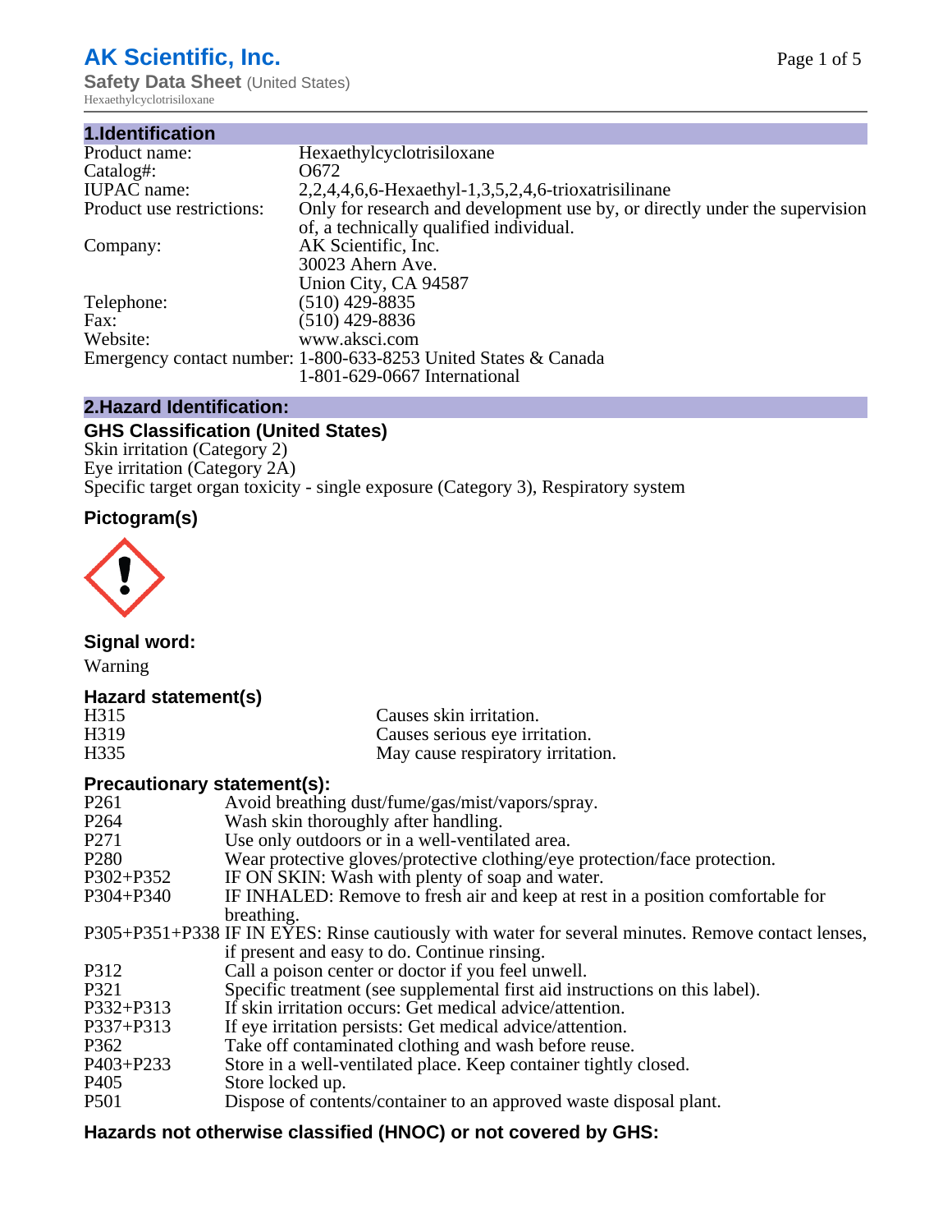# AK Scientific, Inc.

**Safety Data Sheet** (United States)

Hexaethylcyclotrisiloxane

## 1.Identification

| | |
|---|---|
| Product name: | Hexaethylcyclotrisiloxane |
| Catalog#: | O672 |
| IUPAC name: | 2,2,4,4,6,6-Hexaethyl-1,3,5,2,4,6-trioxatrisilinane |
| Product use restrictions: | Only for research and development use by, or directly under the supervision of, a technically qualified individual. |
| Company: | AK Scientific, Inc.<br>30023 Ahern Ave.<br>Union City, CA 94587 |
| Telephone: | (510) 429-8835 |
| Fax: | (510) 429-8836 |
| Website: | www.aksci.com |
| Emergency contact number: | 1-800-633-8253 United States & Canada<br>1-801-629-0667 International |

## 2.Hazard Identification:

### GHS Classification (United States)

Skin irritation (Category 2)
Eye irritation (Category 2A)
Specific target organ toxicity - single exposure (Category 3), Respiratory system

### Pictogram(s)

### Signal word:

Warning

### Hazard statement(s)

| | |
|---|---|
| H315 | Causes skin irritation. |
| H319 | Causes serious eye irritation. |
| H335 | May cause respiratory irritation. |

### Precautionary statement(s):

| | |
|---|---|
| P261 | Avoid breathing dust/fume/gas/mist/vapors/spray. |
| P264 | Wash skin thoroughly after handling. |
| P271 | Use only outdoors or in a well-ventilated area. |
| P280 | Wear protective gloves/protective clothing/eye protection/face protection. |
| P302+P352 | IF ON SKIN: Wash with plenty of soap and water. |
| P304+P340 | IF INHALED: Remove to fresh air and keep at rest in a position comfortable for breathing. |
| P305+P351+P338 | IF IN EYES: Rinse cautiously with water for several minutes. Remove contact lenses, if present and easy to do. Continue rinsing. |
| P312 | Call a poison center or doctor if you feel unwell. |
| P321 | Specific treatment (see supplemental first aid instructions on this label). |
| P332+P313 | If skin irritation occurs: Get medical advice/attention. |
| P337+P313 | If eye irritation persists: Get medical advice/attention. |
| P362 | Take off contaminated clothing and wash before reuse. |
| P403+P233 | Store in a well-ventilated place. Keep container tightly closed. |
| P405 | Store locked up. |
| P501 | Dispose of contents/container to an approved waste disposal plant. |

### Hazards not otherwise classified (HNOC) or not covered by GHS: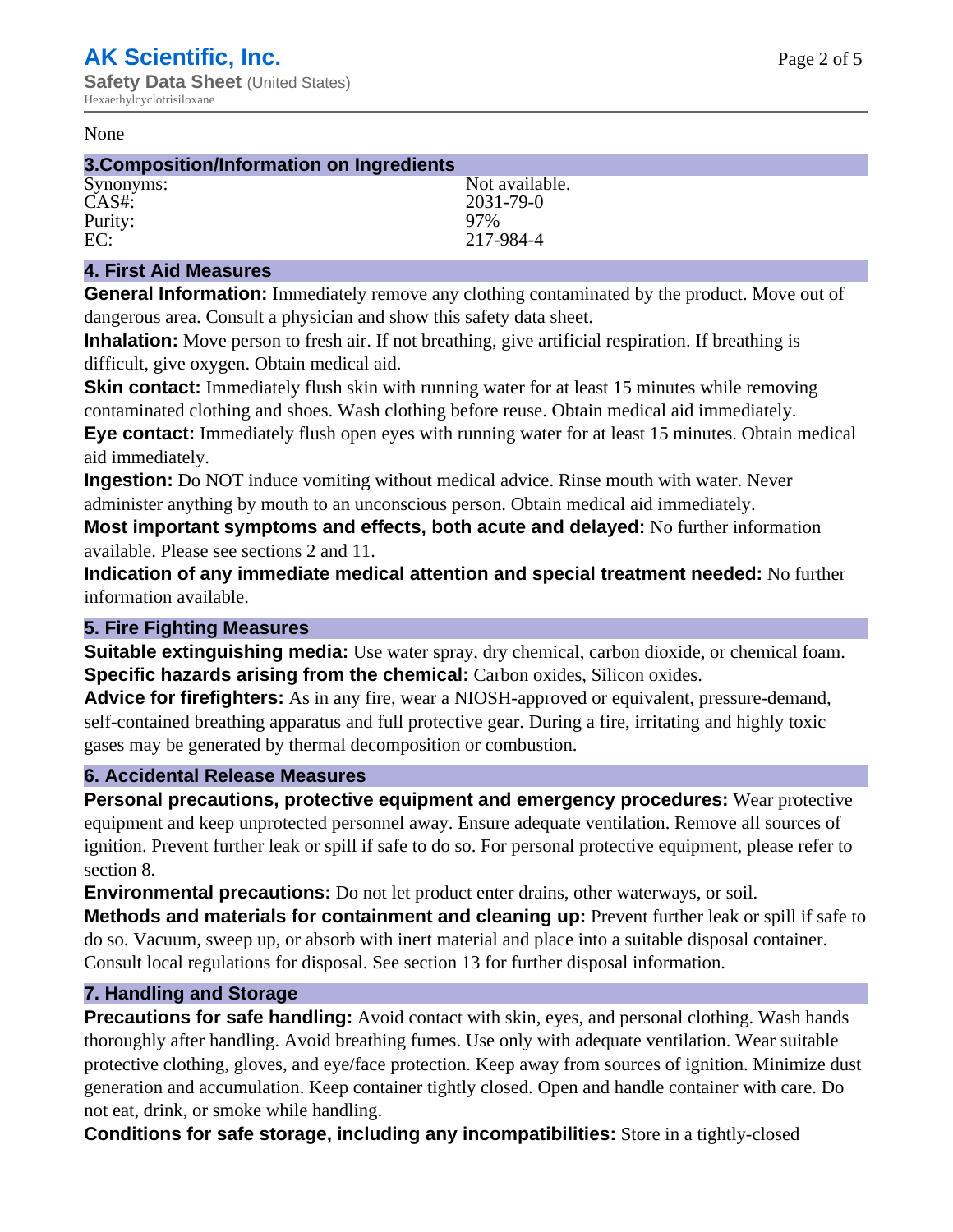None

## 3.Composition/Information on Ingredients

| | |
|---|---|
| Synonyms: | Not available. |
| CAS#: | 2031-79-0 |
| Purity: | 97% |
| EC: | 217-984-4 |

## 4. First Aid Measures

**General Information:** Immediately remove any clothing contaminated by the product. Move out of dangerous area. Consult a physician and show this safety data sheet.

**Inhalation:** Move person to fresh air. If not breathing, give artificial respiration. If breathing is difficult, give oxygen. Obtain medical aid.

**Skin contact:** Immediately flush skin with running water for at least 15 minutes while removing contaminated clothing and shoes. Wash clothing before reuse. Obtain medical aid immediately.

**Eye contact:** Immediately flush open eyes with running water for at least 15 minutes. Obtain medical aid immediately.

**Ingestion:** Do NOT induce vomiting without medical advice. Rinse mouth with water. Never administer anything by mouth to an unconscious person. Obtain medical aid immediately.

**Most important symptoms and effects, both acute and delayed:** No further information available. Please see sections 2 and 11.

**Indication of any immediate medical attention and special treatment needed:** No further information available.

## 5. Fire Fighting Measures

**Suitable extinguishing media:** Use water spray, dry chemical, carbon dioxide, or chemical foam.

**Specific hazards arising from the chemical:** Carbon oxides, Silicon oxides.

**Advice for firefighters:** As in any fire, wear a NIOSH-approved or equivalent, pressure-demand, self-contained breathing apparatus and full protective gear. During a fire, irritating and highly toxic gases may be generated by thermal decomposition or combustion.

## 6. Accidental Release Measures

**Personal precautions, protective equipment and emergency procedures:** Wear protective equipment and keep unprotected personnel away. Ensure adequate ventilation. Remove all sources of ignition. Prevent further leak or spill if safe to do so. For personal protective equipment, please refer to section 8.

**Environmental precautions:** Do not let product enter drains, other waterways, or soil.

**Methods and materials for containment and cleaning up:** Prevent further leak or spill if safe to do so. Vacuum, sweep up, or absorb with inert material and place into a suitable disposal container. Consult local regulations for disposal. See section 13 for further disposal information.

## 7. Handling and Storage

**Precautions for safe handling:** Avoid contact with skin, eyes, and personal clothing. Wash hands thoroughly after handling. Avoid breathing fumes. Use only with adequate ventilation. Wear suitable protective clothing, gloves, and eye/face protection. Keep away from sources of ignition. Minimize dust generation and accumulation. Keep container tightly closed. Open and handle container with care. Do not eat, drink, or smoke while handling.

**Conditions for safe storage, including any incompatibilities:** Store in a tightly-closed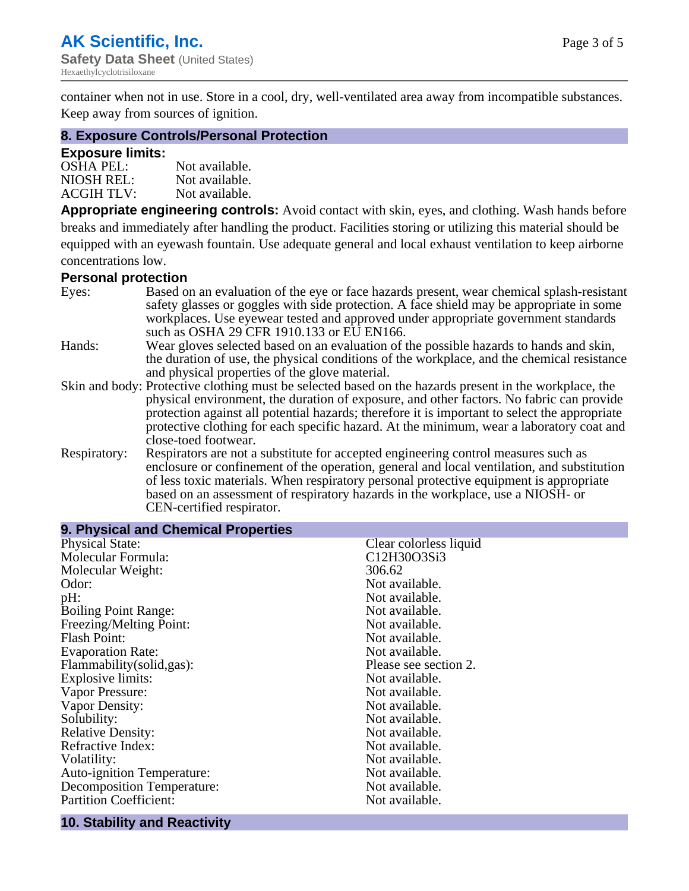container when not in use. Store in a cool, dry, well-ventilated area away from incompatible substances. Keep away from sources of ignition.

## 8. Exposure Controls/Personal Protection

### Exposure limits:

| | |
|---|---|
| OSHA PEL: | Not available. |
| NIOSH REL: | Not available. |
| ACGIH TLV: | Not available. |

**Appropriate engineering controls:** Avoid contact with skin, eyes, and clothing. Wash hands before breaks and immediately after handling the product. Facilities storing or utilizing this material should be equipped with an eyewash fountain. Use adequate general and local exhaust ventilation to keep airborne concentrations low.

### Personal protection

Eyes: Based on an evaluation of the eye or face hazards present, wear chemical splash-resistant safety glasses or goggles with side protection. A face shield may be appropriate in some workplaces. Use eyewear tested and approved under appropriate government standards such as OSHA 29 CFR 1910.133 or EU EN166.

Hands: Wear gloves selected based on an evaluation of the possible hazards to hands and skin, the duration of use, the physical conditions of the workplace, and the chemical resistance and physical properties of the glove material.

Skin and body: Protective clothing must be selected based on the hazards present in the workplace, the physical environment, the duration of exposure, and other factors. No fabric can provide protection against all potential hazards; therefore it is important to select the appropriate protective clothing for each specific hazard. At the minimum, wear a laboratory coat and close-toed footwear.

Respiratory: Respirators are not a substitute for accepted engineering control measures such as enclosure or confinement of the operation, general and local ventilation, and substitution of less toxic materials. When respiratory personal protective equipment is appropriate based on an assessment of respiratory hazards in the workplace, use a NIOSH- or CEN-certified respirator.

## 9. Physical and Chemical Properties

| | |
|---|---|
| Physical State: | Clear colorless liquid |
| Molecular Formula: | $C_{12}H_{30}O_3Si_3$ |
| Molecular Weight: | 306.62 |
| Odor: | Not available. |
| pH: | Not available. |
| Boiling Point Range: | Not available. |
| Freezing/Melting Point: | Not available. |
| Flash Point: | Not available. |
| Evaporation Rate: | Not available. |
| Flammability(solid,gas): | Please see section 2. |
| Explosive limits: | Not available. |
| Vapor Pressure: | Not available. |
| Vapor Density: | Not available. |
| Solubility: | Not available. |
| Relative Density: | Not available. |
| Refractive Index: | Not available. |
| Volatility: | Not available. |
| Auto-ignition Temperature: | Not available. |
| Decomposition Temperature: | Not available. |
| Partition Coefficient: | Not available. |

## 10. Stability and Reactivity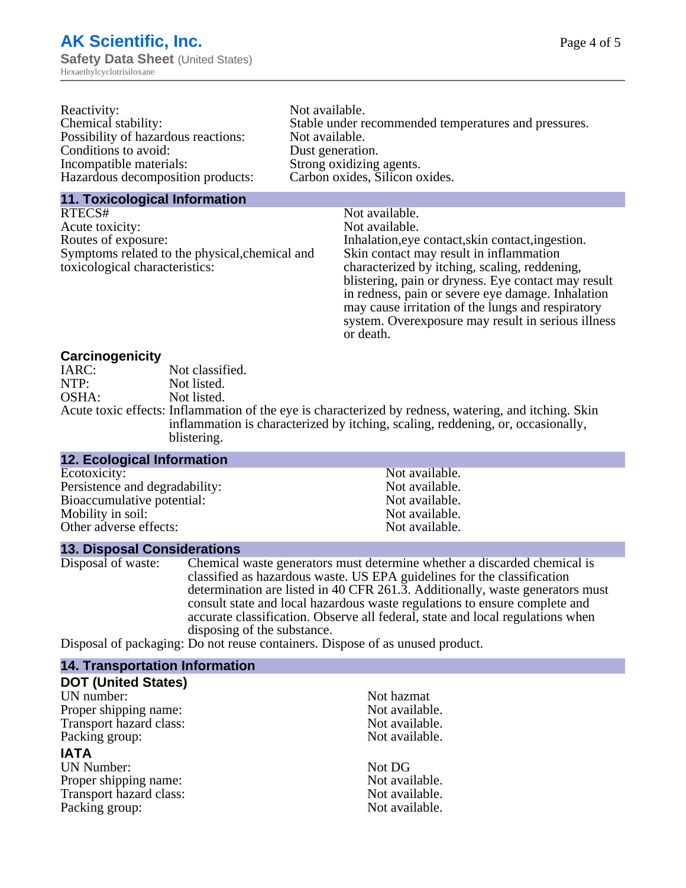| | |
|---|---|
| Reactivity: | Not available. |
| Chemical stability: | Stable under recommended temperatures and pressures. |
| Possibility of hazardous reactions: | Not available. |
| Conditions to avoid: | Dust generation. |
| Incompatible materials: | Strong oxidizing agents. |
| Hazardous decomposition products: | Carbon oxides, Silicon oxides. |

## 11. Toxicological Information

| | |
|---|---|
| RTECS# | Not available. |
| Acute toxicity: | Not available. |
| Routes of exposure: | Inhalation,eye contact,skin contact,ingestion. |
| Symptoms related to the physical,chemical and toxicological characteristics: | Skin contact may result in inflammation characterized by itching, scaling, reddening, blistering, pain or dryness. Eye contact may result in redness, pain or severe eye damage. Inhalation may cause irritation of the lungs and respiratory system. Overexposure may result in serious illness or death. |

### Carcinogenicity

| | |
|---|---|
| IARC: | Not classified. |
| NTP: | Not listed. |
| OSHA: | Not listed. |
| Acute toxic effects: | Inflammation of the eye is characterized by redness, watering, and itching. Skin inflammation is characterized by itching, scaling, reddening, or, occasionally, blistering. |

## 12. Ecological Information

| | |
|---|---|
| Ecotoxicity: | Not available. |
| Persistence and degradability: | Not available. |
| Bioaccumulative potential: | Not available. |
| Mobility in soil: | Not available. |
| Other adverse effects: | Not available. |

## 13. Disposal Considerations

| | |
|---|---|
| Disposal of waste: | Chemical waste generators must determine whether a discarded chemical is classified as hazardous waste. US EPA guidelines for the classification determination are listed in 40 CFR 261.3. Additionally, waste generators must consult state and local hazardous waste regulations to ensure complete and accurate classification. Observe all federal, state and local regulations when disposing of the substance. |
| Disposal of packaging: | Do not reuse containers. Dispose of as unused product. |

## 14. Transportation Information

### DOT (United States)

| | |
|---|---|
| UN number: | Not hazmat |
| Proper shipping name: | Not available. |
| Transport hazard class: | Not available. |
| Packing group: | Not available. |

### IATA

| | |
|---|---|
| UN Number: | Not DG |
| Proper shipping name: | Not available. |
| Transport hazard class: | Not available. |
| Packing group: | Not available. |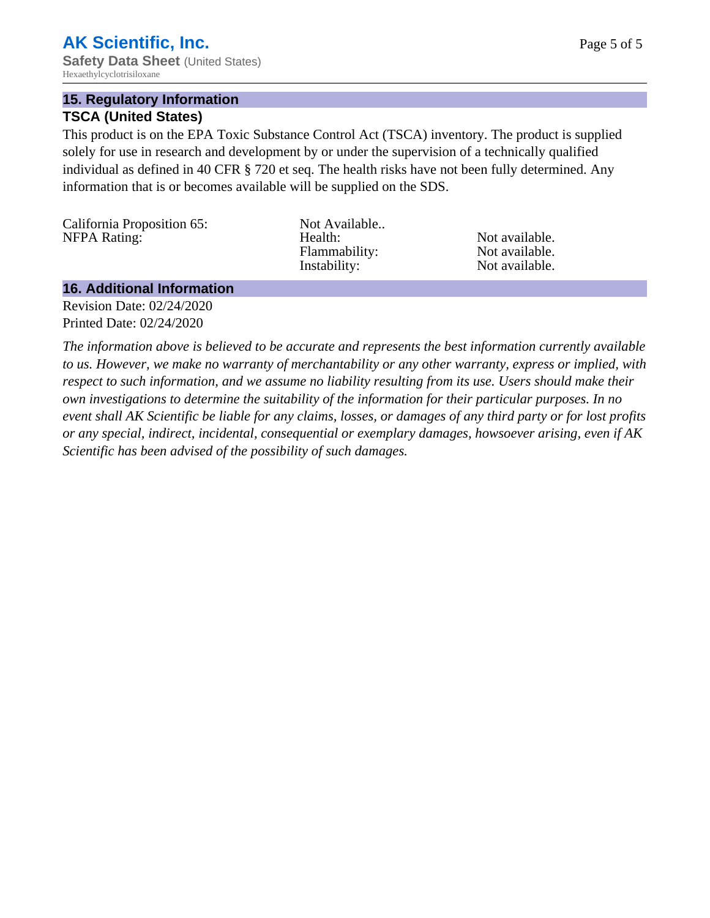## 15. Regulatory Information

### TSCA (United States)

This product is on the EPA Toxic Substance Control Act (TSCA) inventory. The product is supplied solely for use in research and development by or under the supervision of a technically qualified individual as defined in 40 CFR § 720 et seq. The health risks have not been fully determined. Any information that is or becomes available will be supplied on the SDS.

| | | |
|---|---|---|
| California Proposition 65: | Not Available.. | |
| NFPA Rating: | Health: | Not available. |
| | Flammability: | Not available. |
| | Instability: | Not available. |

## 16. Additional Information

Revision Date: 02/24/2020
Printed Date: 02/24/2020

*The information above is believed to be accurate and represents the best information currently available to us. However, we make no warranty of merchantability or any other warranty, express or implied, with respect to such information, and we assume no liability resulting from its use. Users should make their own investigations to determine the suitability of the information for their particular purposes. In no event shall AK Scientific be liable for any claims, losses, or damages of any third party or for lost profits or any special, indirect, incidental, consequential or exemplary damages, howsoever arising, even if AK Scientific has been advised of the possibility of such damages.*